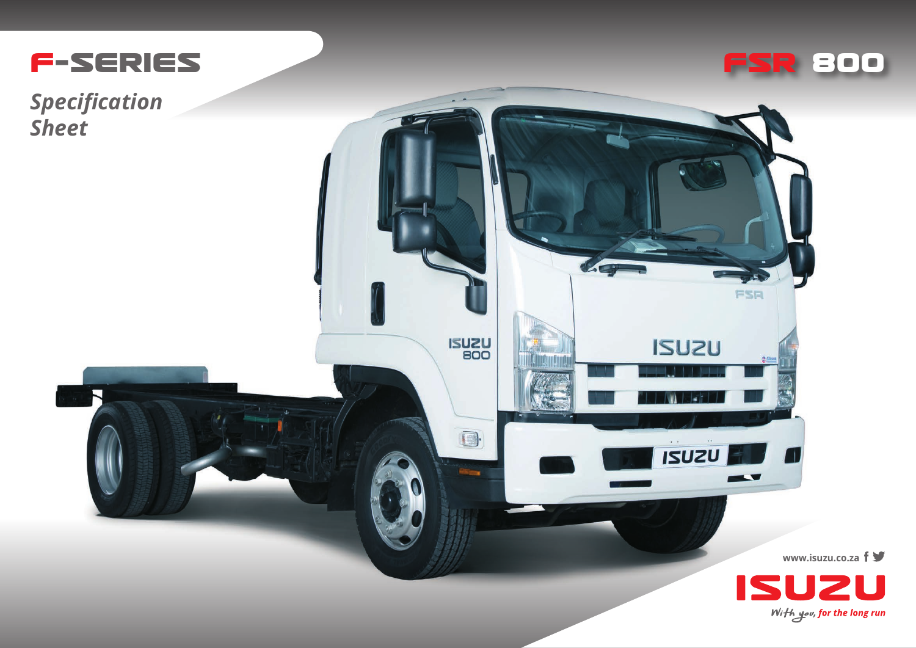# F-SERIES

*Specification Sheet*

# FSR 800

www.isuzu.co.za

ISUZU

*With you, for the long run*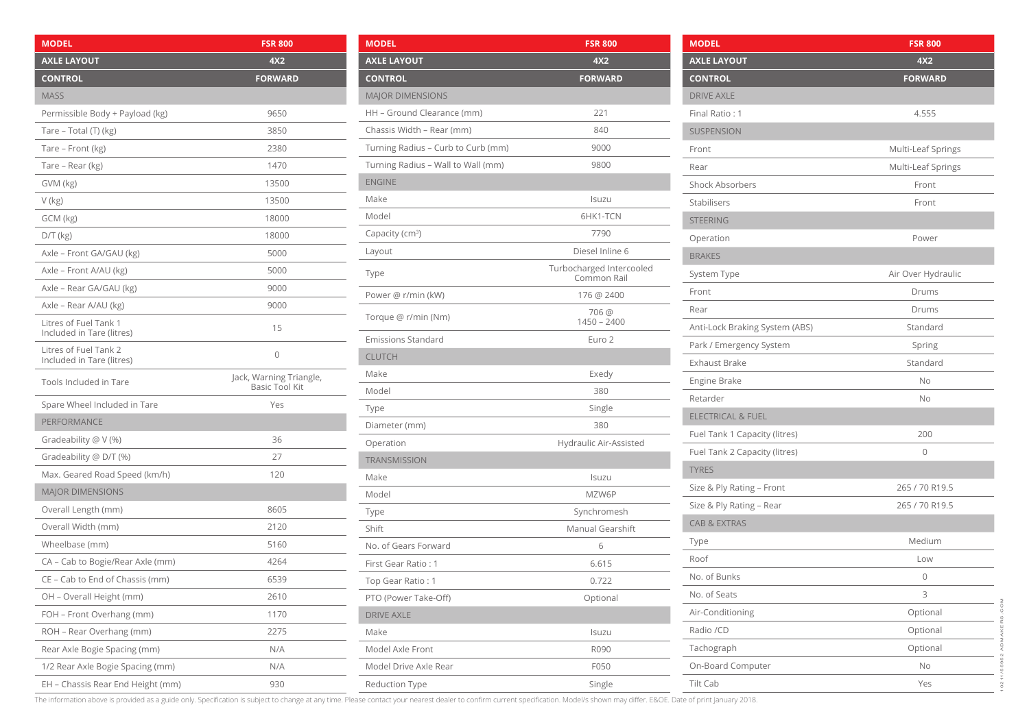| MODEL | FSR 800 |
| --- | --- |
| AXLE LAYOUT | 4X2 |
| CONTROL | FORWARD |
| MASS | |
| Permissible Body + Payload (kg) | 9650 |
| Tare – Total (T) (kg) | 3850 |
| Tare – Front (kg) | 2380 |
| Tare – Rear (kg) | 1470 |
| GVM (kg) | 13500 |
| V (kg) | 13500 |
| GCM (kg) | 18000 |
| D/T (kg) | 18000 |
| Axle – Front GA/GAU (kg) | 5000 |
| Axle – Front A/AU (kg) | 5000 |
| Axle – Rear GA/GAU (kg) | 9000 |
| Axle – Rear A/AU (kg) | 9000 |
| Litres of Fuel Tank 1 Included in Tare (litres) | 15 |
| Litres of Fuel Tank 2 Included in Tare (litres) | 0 |
| Tools Included in Tare | Jack, Warning Triangle, Basic Tool Kit |
| Spare Wheel Included in Tare | Yes |
| PERFORMANCE | |
| Gradeability @ V (%) | 36 |
| Gradeability @ D/T (%) | 27 |
| Max. Geared Road Speed (km/h) | 120 |
| MAJOR DIMENSIONS | |
| Overall Length (mm) | 8605 |
| Overall Width (mm) | 2120 |
| Wheelbase (mm) | 5160 |
| CA – Cab to Bogie/Rear Axle (mm) | 4264 |
| CE – Cab to End of Chassis (mm) | 6539 |
| OH – Overall Height (mm) | 2610 |
| FOH – Front Overhang (mm) | 1170 |
| ROH – Rear Overhang (mm) | 2275 |
| Rear Axle Bogie Spacing (mm) | N/A |
| 1/2 Rear Axle Bogie Spacing (mm) | N/A |
| EH – Chassis Rear End Height (mm) | 930 |

| MODEL | FSR 800 |
| --- | --- |
| AXLE LAYOUT | 4X2 |
| CONTROL | FORWARD |
| MAJOR DIMENSIONS | |
| HH – Ground Clearance (mm) | 221 |
| Chassis Width – Rear (mm) | 840 |
| Turning Radius – Curb to Curb (mm) | 9000 |
| Turning Radius – Wall to Wall (mm) | 9800 |
| ENGINE | |
| Make | Isuzu |
| Model | 6HK1-TCN |
| Capacity (cm³) | 7790 |
| Layout | Diesel Inline 6 |
| Type | Turbocharged Intercooled Common Rail |
| Power @ r/min (kW) | 176 @ 2400 |
| Torque @ r/min (Nm) | 706 @ 1450 – 2400 |
| Emissions Standard | Euro 2 |
| CLUTCH | |
| Make | Exedy |
| Model | 380 |
| Type | Single |
| Diameter (mm) | 380 |
| Operation | Hydraulic Air-Assisted |
| TRANSMISSION | |
| Make | Isuzu |
| Model | MZW6P |
| Type | Synchromesh |
| Shift | Manual Gearshift |
| No. of Gears Forward | 6 |
| First Gear Ratio : 1 | 6.615 |
| Top Gear Ratio : 1 | 0.722 |
| PTO (Power Take-Off) | Optional |
| DRIVE AXLE | |
| Make | Isuzu |
| Model Axle Front | R090 |
| Model Drive Axle Rear | F050 |
| Reduction Type | Single |

| MODEL | FSR 800 |
| --- | --- |
| AXLE LAYOUT | 4X2 |
| CONTROL | FORWARD |
| DRIVE AXLE | |
| Final Ratio : 1 | 4.555 |
| SUSPENSION | |
| Front | Multi-Leaf Springs |
| Rear | Multi-Leaf Springs |
| Shock Absorbers | Front |
| Stabilisers | Front |
| STEERING | |
| Operation | Power |
| BRAKES | |
| System Type | Air Over Hydraulic |
| Front | Drums |
| Rear | Drums |
| Anti-Lock Braking System (ABS) | Standard |
| Park / Emergency System | Spring |
| Exhaust Brake | Standard |
| Engine Brake | No |
| Retarder | No |
| ELECTRICAL & FUEL | |
| Fuel Tank 1 Capacity (litres) | 200 |
| Fuel Tank 2 Capacity (litres) | 0 |
| TYRES | |
| Size & Ply Rating – Front | 265 / 70 R19.5 |
| Size & Ply Rating – Rear | 265 / 70 R19.5 |
| CAB & EXTRAS | |
| Type | Medium |
| Roof | Low |
| No. of Bunks | 0 |
| No. of Seats | 3 |
| Air-Conditioning | Optional |
| Radio /CD | Optional |
| Tachograph | Optional |
| On-Board Computer | No |
| Tilt Cab | Yes |

The information above is provided as a guide only. Specification is subject to change at any time. Please contact your nearest dealer to confirm current specification. Model/s shown may differ. E&OE. Date of print January 2018.